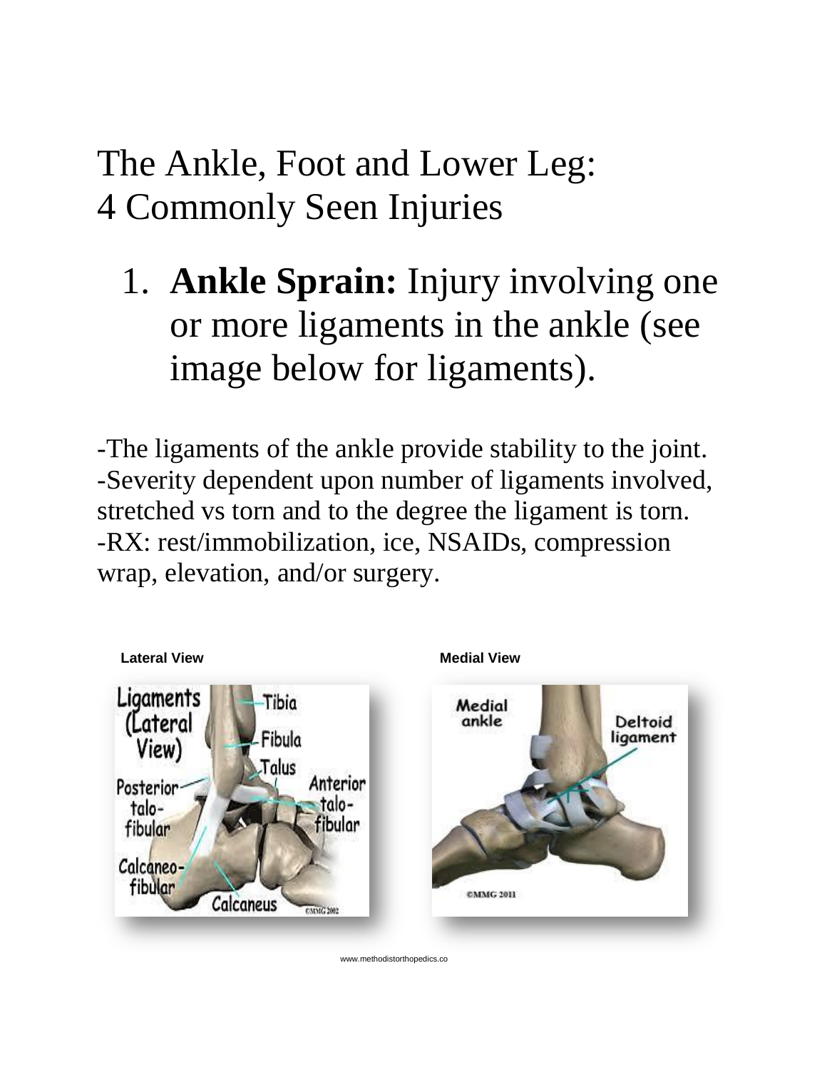# The Ankle, Foot and Lower Leg:
# 4 Commonly Seen Injuries

1. **Ankle Sprain:** Injury involving one or more ligaments in the ankle (see image below for ligaments).

-The ligaments of the ankle provide stability to the joint.
-Severity dependent upon number of ligaments involved, stretched vs torn and to the degree the ligament is torn.
-RX: rest/immobilization, ice, NSAIDs, compression wrap, elevation, and/or surgery.

**Lateral View**

**Medial View**

www.methodistorthopedics.co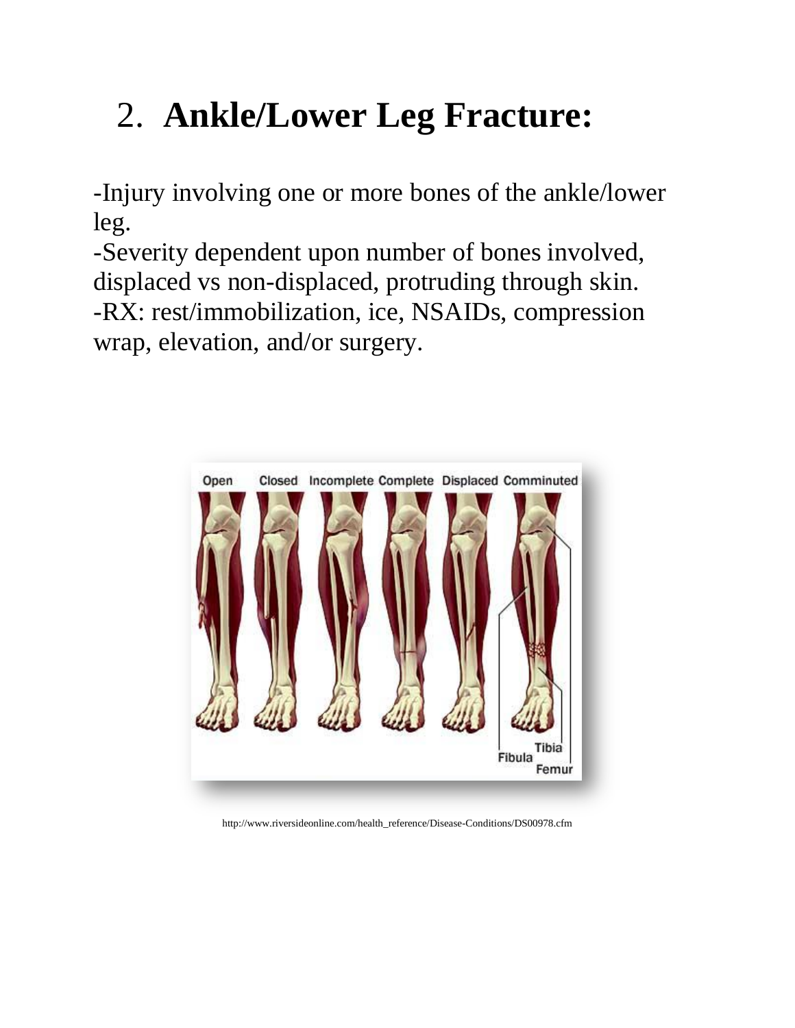## 2. Ankle/Lower Leg Fracture:

-Injury involving one or more bones of the ankle/lower leg.
-Severity dependent upon number of bones involved, displaced vs non-displaced, protruding through skin.
-RX: rest/immobilization, ice, NSAIDs, compression wrap, elevation, and/or surgery.

http://www.riversideonline.com/health_reference/Disease-Conditions/DS00978.cfm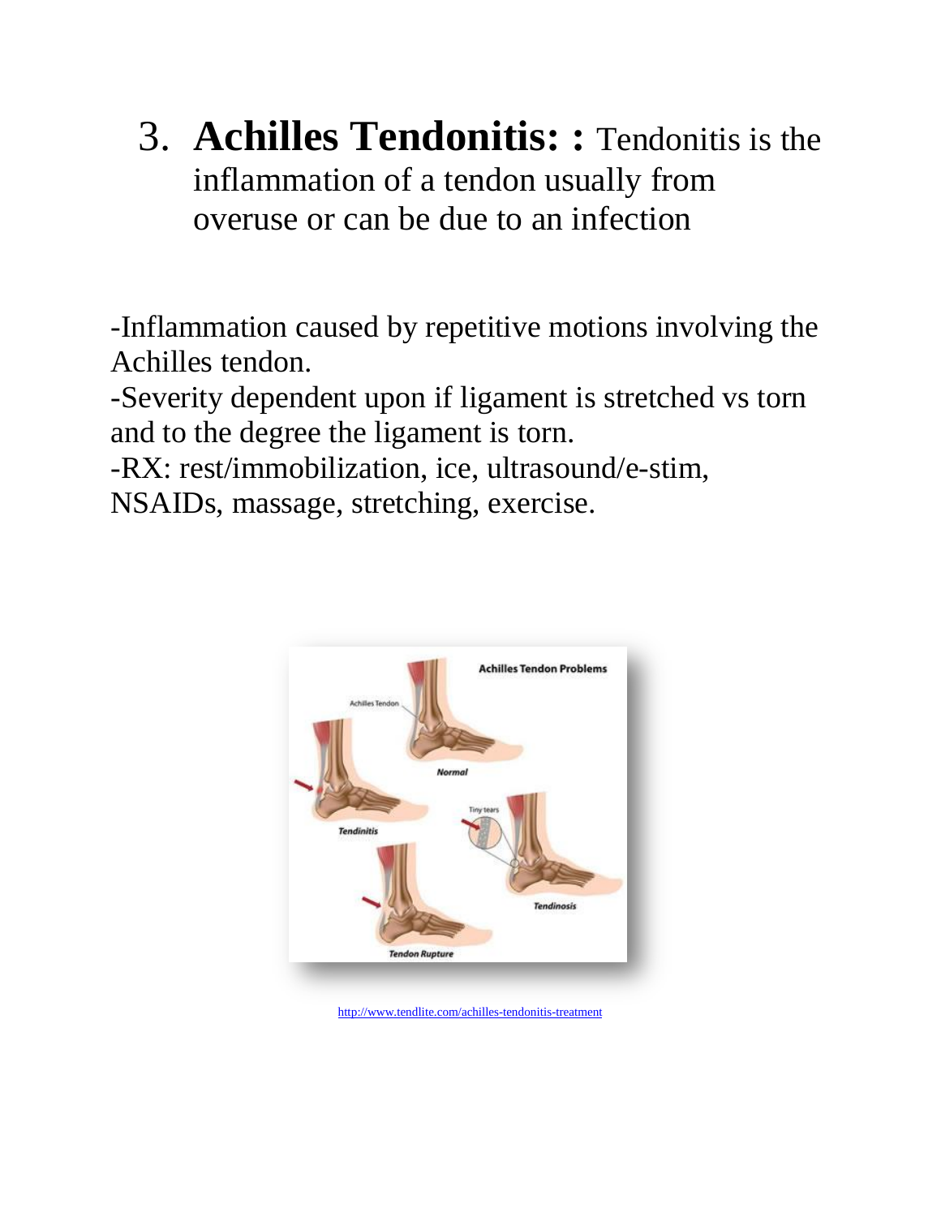3. **Achilles Tendonitis: :** Tendonitis is the inflammation of a tendon usually from overuse or can be due to an infection

-Inflammation caused by repetitive motions involving the Achilles tendon.
-Severity dependent upon if ligament is stretched vs torn and to the degree the ligament is torn.
-RX: rest/immobilization, ice, ultrasound/e-stim, NSAIDs, massage, stretching, exercise.

http://www.tendlite.com/achilles-tendonitis-treatment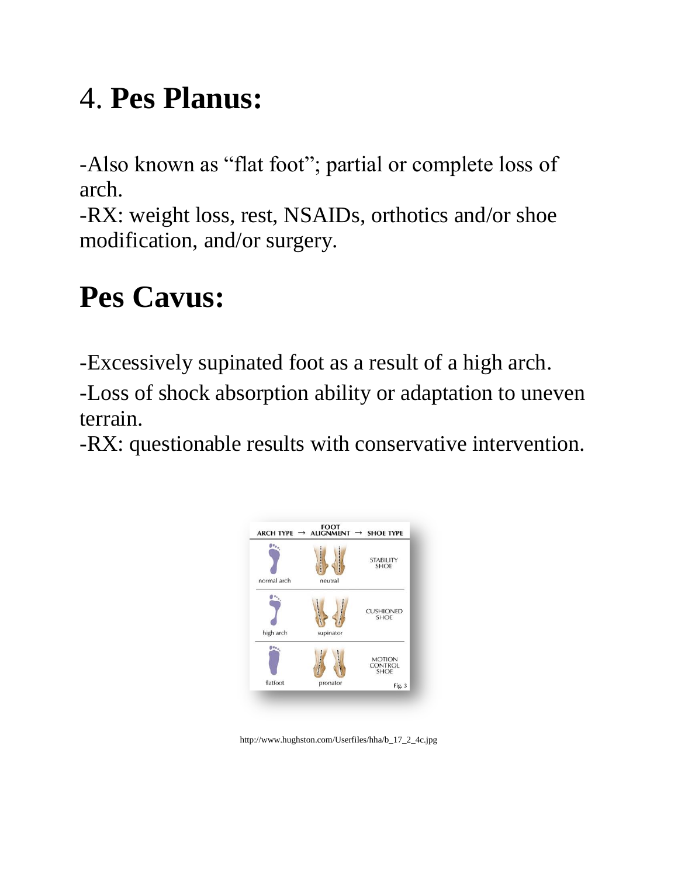# 4. **Pes Planus:**

-Also known as "flat foot"; partial or complete loss of arch.
-RX: weight loss, rest, NSAIDs, orthotics and/or shoe modification, and/or surgery.

# **Pes Cavus:**

-Excessively supinated foot as a result of a high arch.

-Loss of shock absorption ability or adaptation to uneven terrain.
-RX: questionable results with conservative intervention.

ARCH TYPE → FOOT ALIGNMENT → SHOE TYPE

normal arch

neutral

STABILITY SHOE

high arch

supinator

CUSHIONED SHOE

flatfoot

pronator

MOTION CONTROL SHOE

Fig. 3

http://www.hughston.com/Userfiles/hha/b_17_2_4c.jpg